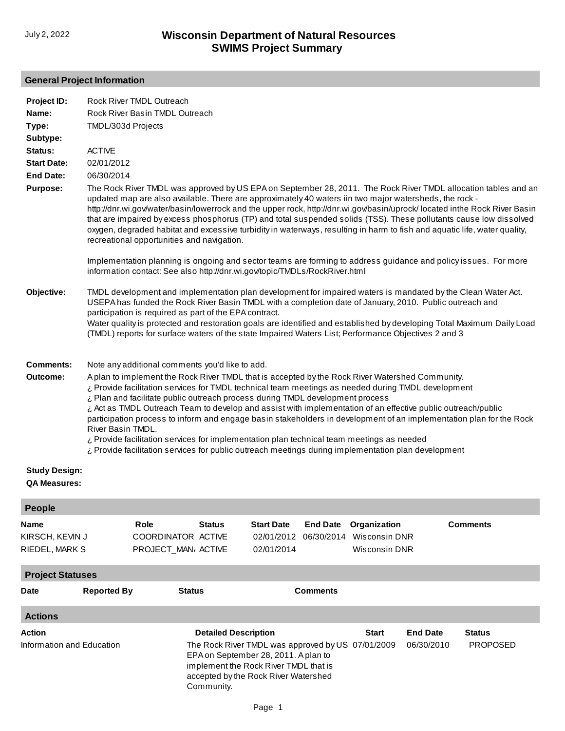# Wisconsin Department of Natural Resources
# SWIMS Project Summary

July 2, 2022

## General Project Information

**Project ID:** Rock River TMDL Outreach

**Name:** Rock River Basin TMDL Outreach

**Type:** TMDL/303d Projects

**Subtype:**

**Status:** ACTIVE

**Start Date:** 02/01/2012

**End Date:** 06/30/2014

**Purpose:** The Rock River TMDL was approved by US EPA on September 28, 2011. The Rock River TMDL allocation tables and an updated map are also available. There are approximately 40 waters iin two major watersheds, the rock - http://dnr.wi.gov/water/basin/lowerrock and the upper rock, http://dnr.wi.gov/basin/uprock/ located inthe Rock River Basin that are impaired by excess phosphorus (TP) and total suspended solids (TSS). These pollutants cause low dissolved oxygen, degraded habitat and excessive turbidity in waterways, resulting in harm to fish and aquatic life, water quality, recreational opportunities and navigation.

Implementation planning is ongoing and sector teams are forming to address guidance and policy issues. For more information contact: See also http://dnr.wi.gov/topic/TMDLs/RockRiver.html

**Objective:** TMDL development and implementation plan development for impaired waters is mandated by the Clean Water Act. USEPA has funded the Rock River Basin TMDL with a completion date of January, 2010. Public outreach and participation is required as part of the EPA contract.
Water quality is protected and restoration goals are identified and established by developing Total Maximum Daily Load (TMDL) reports for surface waters of the state Impaired Waters List; Performance Objectives 2 and 3

**Comments:** Note any additional comments you'd like to add.

**Outcome:** A plan to implement the Rock River TMDL that is accepted by the Rock River Watershed Community.
¿ Provide facilitation services for TMDL technical team meetings as needed during TMDL development
¿ Plan and facilitate public outreach process during TMDL development process
¿ Act as TMDL Outreach Team to develop and assist with implementation of an effective public outreach/public participation process to inform and engage basin stakeholders in development of an implementation plan for the Rock River Basin TMDL.
¿ Provide facilitation services for implementation plan technical team meetings as needed
¿ Provide facilitation services for public outreach meetings during implementation plan development

**Study Design:**

**QA Measures:**

## People

| Name | Role | Status | Start Date | End Date | Organization | Comments |
|---|---|---|---|---|---|---|
| KIRSCH, KEVIN J | COORDINATOR | ACTIVE | 02/01/2012 | 06/30/2014 | Wisconsin DNR | |
| RIEDEL, MARK S | PROJECT_MAN/ | ACTIVE | 02/01/2014 | | Wisconsin DNR | |

## Project Statuses

| Date | Reported By | Status | Comments |
|---|---|---|---|

## Actions

| Action | Detailed Description | Start | End Date | Status |
|---|---|---|---|---|
| Information and Education | The Rock River TMDL was approved by US EPA on September 28, 2011. A plan to implement the Rock River TMDL that is accepted by the Rock River Watershed Community. | 07/01/2009 | 06/30/2010 | PROPOSED |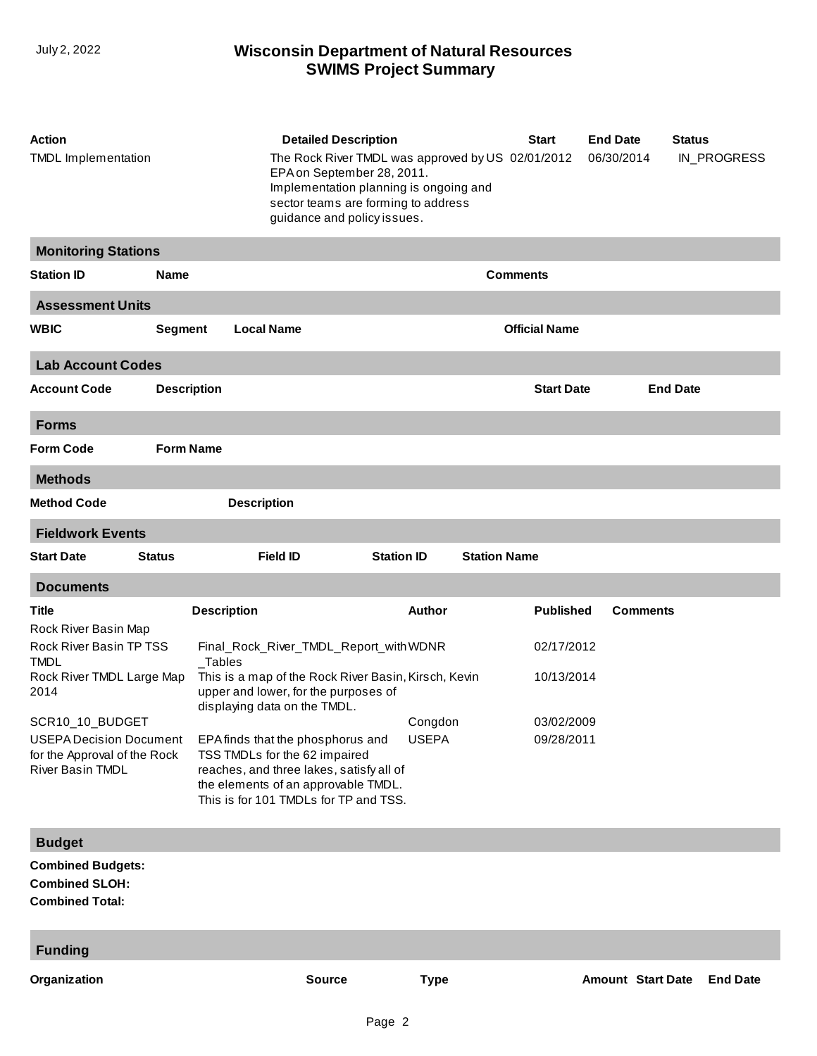# Wisconsin Department of Natural Resources
## SWIMS Project Summary

| Action | Detailed Description | Start | End Date | Status |
|---|---|---|---|---|
| TMDL Implementation | The Rock River TMDL was approved by US EPA on September 28, 2011. Implementation planning is ongoing and sector teams are forming to address guidance and policy issues. | 02/01/2012 | 06/30/2014 | IN_PROGRESS |

## Monitoring Stations

| Station ID | Name | Comments |
|---|---|---|

## Assessment Units

| WBIC | Segment | Local Name | Official Name |
|---|---|---|---|

## Lab Account Codes

| Account Code | Description | Start Date | End Date |
|---|---|---|---|

## Forms

| Form Code | Form Name |
|---|---|

## Methods

| Method Code | Description |
|---|---|

## Fieldwork Events

| Start Date | Status | Field ID | Station ID | Station Name |
|---|---|---|---|---|

## Documents

| Title | Description | Author | Published | Comments |
|---|---|---|---|---|
| Rock River Basin Map | | | | |
| Rock River Basin TP TSS TMDL | Final_Rock_River_TMDL_Report_with_Tables | WDNR | 02/17/2012 | |
| Rock River TMDL Large Map 2014 | This is a map of the Rock River Basin, upper and lower, for the purposes of displaying data on the TMDL. | Kirsch, Kevin | 10/13/2014 | |
| SCR10_10_BUDGET | | Congdon | 03/02/2009 | |
| USEPA Decision Document for the Approval of the Rock River Basin TMDL | EPA finds that the phosphorus and TSS TMDLs for the 62 impaired reaches, and three lakes, satisfy all of the elements of an approvable TMDL. This is for 101 TMDLs for TP and TSS. | USEPA | 09/28/2011 | |

## Budget

**Combined Budgets:**

**Combined SLOH:**

**Combined Total:**

## Funding

| Organization | Source | Type | Amount | Start Date | End Date |
|---|---|---|---|---|---|